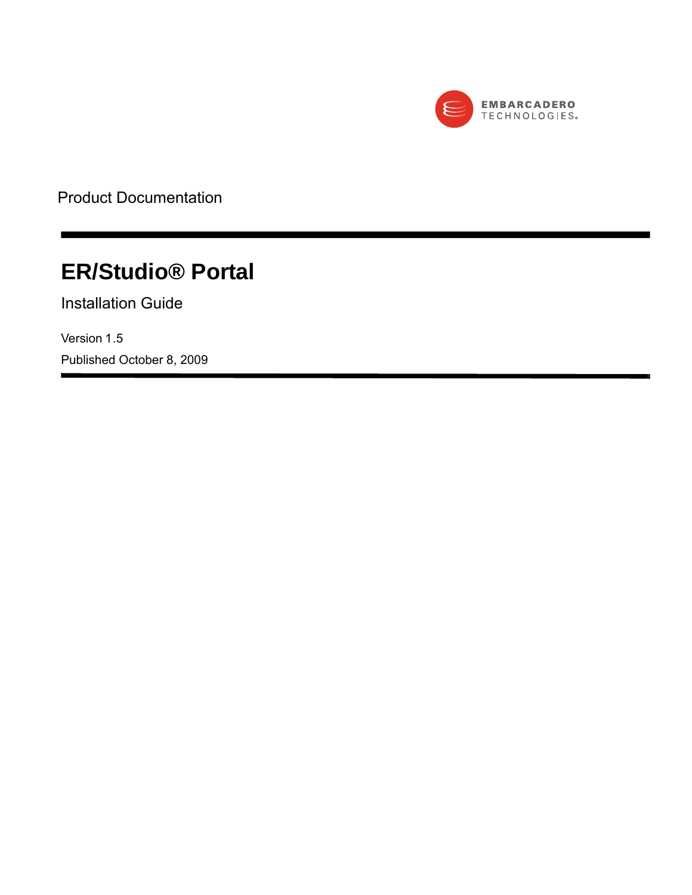EMBARCADERO TECHNOLOGIES

Product Documentation

# ER/Studio® Portal

## Installation Guide

Version 1.5

Published October 8, 2009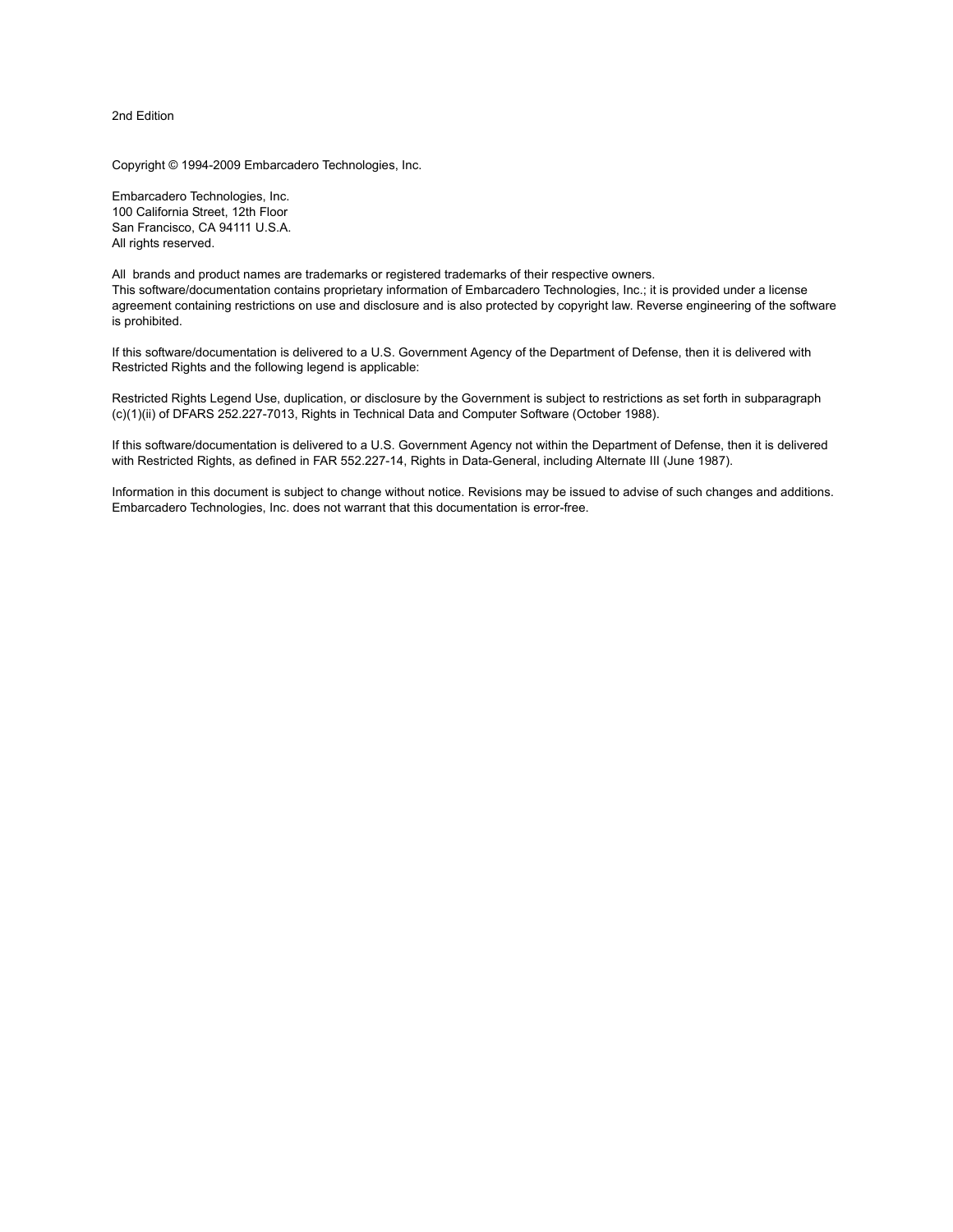2nd Edition

Copyright © 1994-2009 Embarcadero Technologies, Inc.

Embarcadero Technologies, Inc.
100 California Street, 12th Floor
San Francisco, CA 94111 U.S.A.
All rights reserved.

All brands and product names are trademarks or registered trademarks of their respective owners.
This software/documentation contains proprietary information of Embarcadero Technologies, Inc.; it is provided under a license agreement containing restrictions on use and disclosure and is also protected by copyright law. Reverse engineering of the software is prohibited.

If this software/documentation is delivered to a U.S. Government Agency of the Department of Defense, then it is delivered with Restricted Rights and the following legend is applicable:

Restricted Rights Legend Use, duplication, or disclosure by the Government is subject to restrictions as set forth in subparagraph (c)(1)(ii) of DFARS 252.227-7013, Rights in Technical Data and Computer Software (October 1988).

If this software/documentation is delivered to a U.S. Government Agency not within the Department of Defense, then it is delivered with Restricted Rights, as defined in FAR 552.227-14, Rights in Data-General, including Alternate III (June 1987).

Information in this document is subject to change without notice. Revisions may be issued to advise of such changes and additions. Embarcadero Technologies, Inc. does not warrant that this documentation is error-free.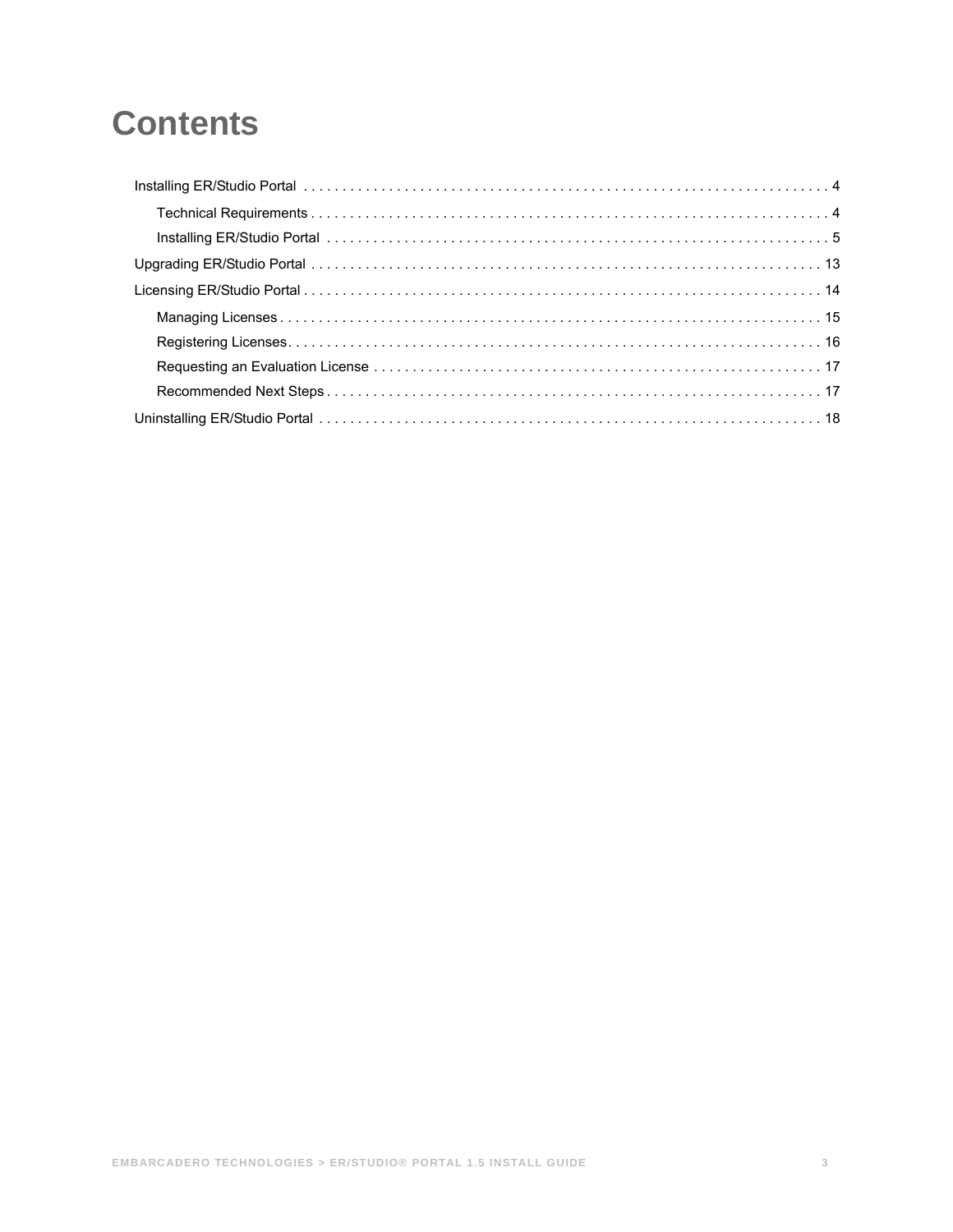# Contents

- Installing ER/Studio Portal . . . . . . . . . . . . . . . . . . . . . . . . . . . . . . . . . . . . . . . . . . . . . . . . . . . . . . . . . . . . . . . . . . . 4
  - Technical Requirements . . . . . . . . . . . . . . . . . . . . . . . . . . . . . . . . . . . . . . . . . . . . . . . . . . . . . . . . . . . . . . . . . . 4
  - Installing ER/Studio Portal . . . . . . . . . . . . . . . . . . . . . . . . . . . . . . . . . . . . . . . . . . . . . . . . . . . . . . . . . . . . . . . 5
- Upgrading ER/Studio Portal . . . . . . . . . . . . . . . . . . . . . . . . . . . . . . . . . . . . . . . . . . . . . . . . . . . . . . . . . . . . . . . . . 13
- Licensing ER/Studio Portal . . . . . . . . . . . . . . . . . . . . . . . . . . . . . . . . . . . . . . . . . . . . . . . . . . . . . . . . . . . . . . . . . . 14
  - Managing Licenses . . . . . . . . . . . . . . . . . . . . . . . . . . . . . . . . . . . . . . . . . . . . . . . . . . . . . . . . . . . . . . . . . . . . . 15
  - Registering Licenses. . . . . . . . . . . . . . . . . . . . . . . . . . . . . . . . . . . . . . . . . . . . . . . . . . . . . . . . . . . . . . . . . . . . 16
  - Requesting an Evaluation License . . . . . . . . . . . . . . . . . . . . . . . . . . . . . . . . . . . . . . . . . . . . . . . . . . . . . . . . . 17
  - Recommended Next Steps . . . . . . . . . . . . . . . . . . . . . . . . . . . . . . . . . . . . . . . . . . . . . . . . . . . . . . . . . . . . . . . . 17
- Uninstalling ER/Studio Portal . . . . . . . . . . . . . . . . . . . . . . . . . . . . . . . . . . . . . . . . . . . . . . . . . . . . . . . . . . . . . . . . 18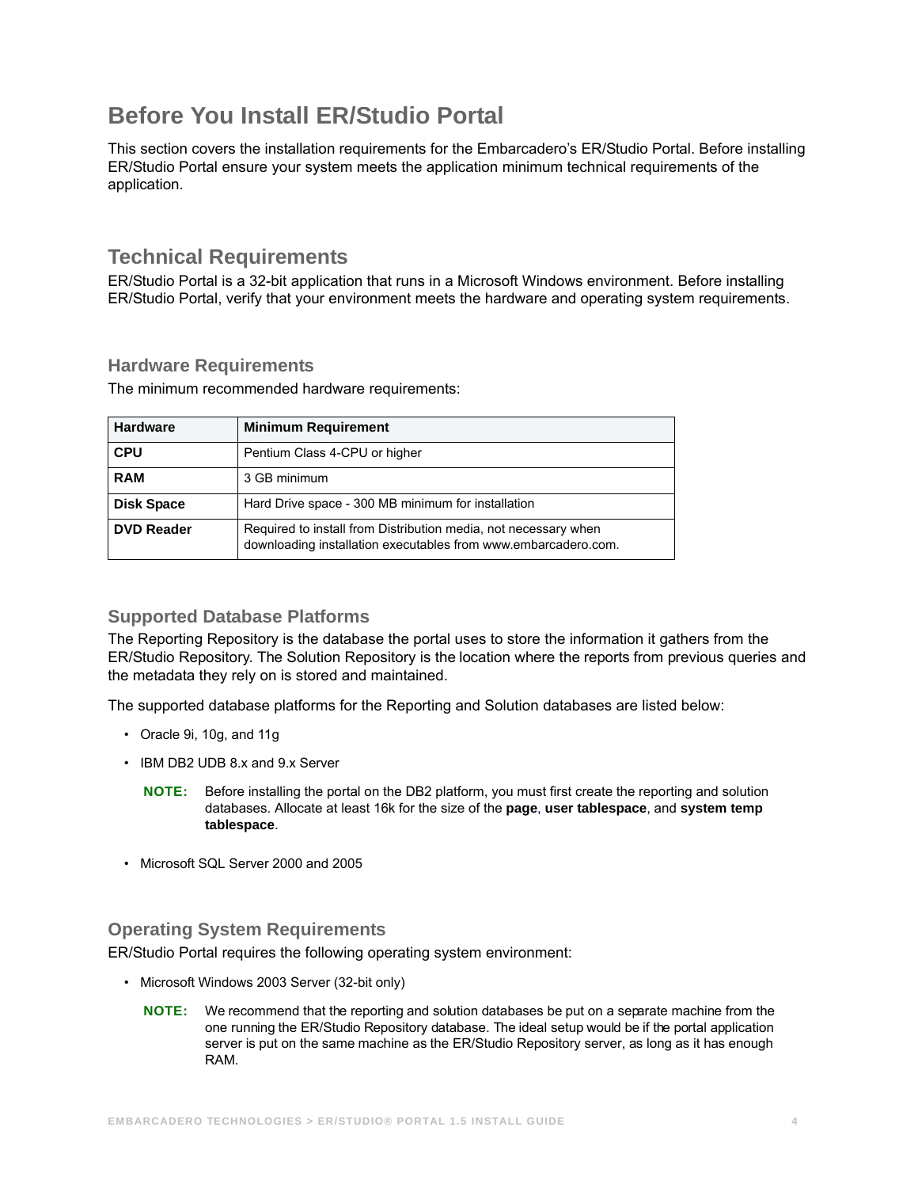# Before You Install ER/Studio Portal

This section covers the installation requirements for the Embarcadero's ER/Studio Portal. Before installing ER/Studio Portal ensure your system meets the application minimum technical requirements of the application.

## Technical Requirements

ER/Studio Portal is a 32-bit application that runs in a Microsoft Windows environment. Before installing ER/Studio Portal, verify that your environment meets the hardware and operating system requirements.

### Hardware Requirements

The minimum recommended hardware requirements:

| Hardware | Minimum Requirement |
|---|---|
| **CPU** | Pentium Class 4-CPU or higher |
| **RAM** | 3 GB minimum |
| **Disk Space** | Hard Drive space - 300 MB minimum for installation |
| **DVD Reader** | Required to install from Distribution media, not necessary when downloading installation executables from www.embarcadero.com. |

### Supported Database Platforms

The Reporting Repository is the database the portal uses to store the information it gathers from the ER/Studio Repository. The Solution Repository is the location where the reports from previous queries and the metadata they rely on is stored and maintained.

The supported database platforms for the Reporting and Solution databases are listed below:

- Oracle 9i, 10g, and 11g
- IBM DB2 UDB 8.x and 9.x Server

  **NOTE:** Before installing the portal on the DB2 platform, you must first create the reporting and solution databases. Allocate at least 16k for the size of the **page**, **user tablespace**, and **system temp tablespace**.

- Microsoft SQL Server 2000 and 2005

### Operating System Requirements

ER/Studio Portal requires the following operating system environment:

- Microsoft Windows 2003 Server (32-bit only)

  **NOTE:** We recommend that the reporting and solution databases be put on a separate machine from the one running the ER/Studio Repository database. The ideal setup would be if the portal application server is put on the same machine as the ER/Studio Repository server, as long as it has enough RAM.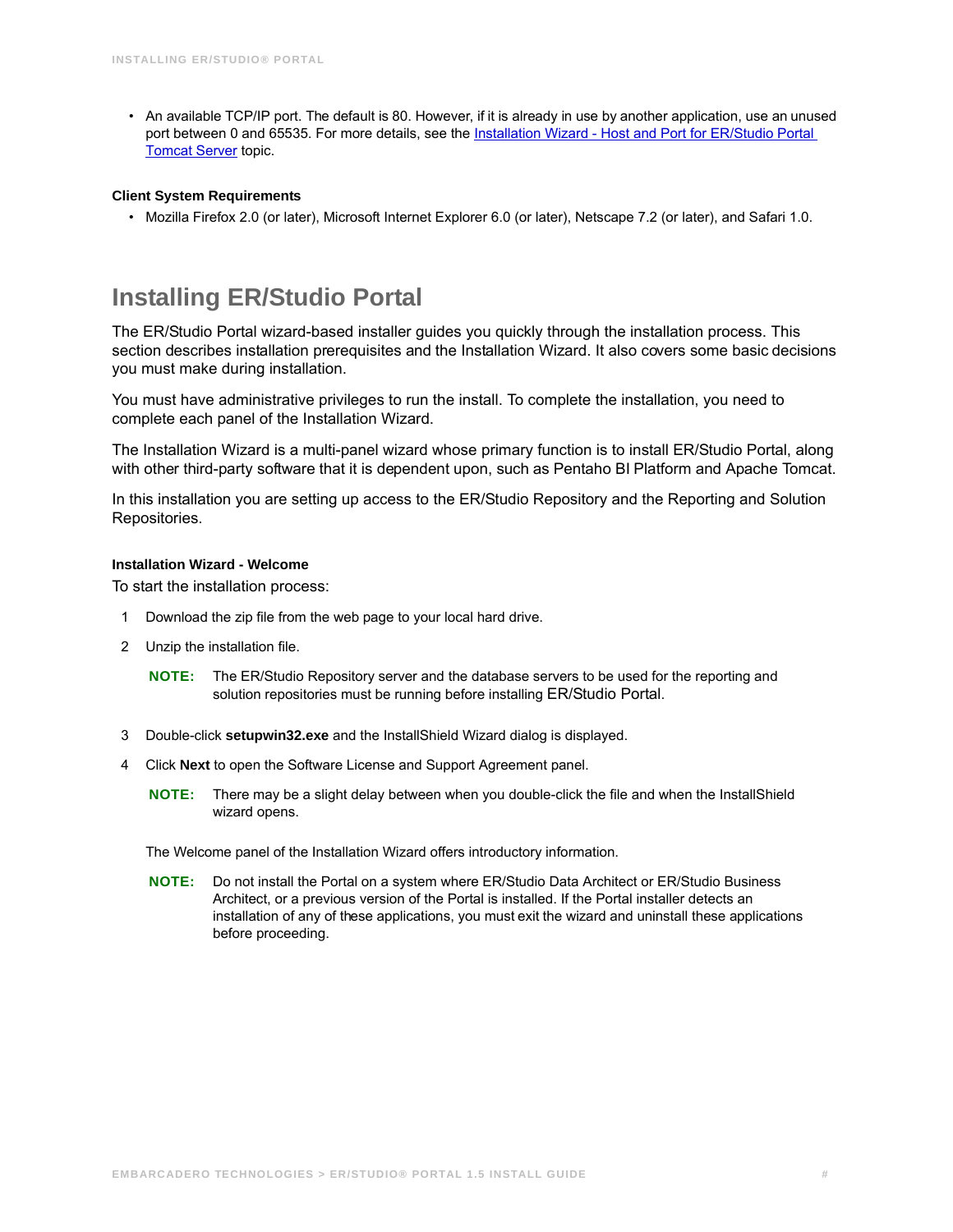- An available TCP/IP port. The default is 80. However, if it is already in use by another application, use an unused port between 0 and 65535. For more details, see the Installation Wizard - Host and Port for ER/Studio Portal Tomcat Server topic.

**Client System Requirements**

- Mozilla Firefox 2.0 (or later), Microsoft Internet Explorer 6.0 (or later), Netscape 7.2 (or later), and Safari 1.0.

## Installing ER/Studio Portal

The ER/Studio Portal wizard-based installer guides you quickly through the installation process. This section describes installation prerequisites and the Installation Wizard. It also covers some basic decisions you must make during installation.

You must have administrative privileges to run the install. To complete the installation, you need to complete each panel of the Installation Wizard.

The Installation Wizard is a multi-panel wizard whose primary function is to install ER/Studio Portal, along with other third-party software that it is dependent upon, such as Pentaho BI Platform and Apache Tomcat.

In this installation you are setting up access to the ER/Studio Repository and the Reporting and Solution Repositories.

**Installation Wizard - Welcome**

To start the installation process:

1. Download the zip file from the web page to your local hard drive.
2. Unzip the installation file.

   **NOTE:** The ER/Studio Repository server and the database servers to be used for the reporting and solution repositories must be running before installing ER/Studio Portal.

3. Double-click **setupwin32.exe** and the InstallShield Wizard dialog is displayed.
4. Click **Next** to open the Software License and Support Agreement panel.

   **NOTE:** There may be a slight delay between when you double-click the file and when the InstallShield wizard opens.

   The Welcome panel of the Installation Wizard offers introductory information.

   **NOTE:** Do not install the Portal on a system where ER/Studio Data Architect or ER/Studio Business Architect, or a previous version of the Portal is installed. If the Portal installer detects an installation of any of these applications, you must exit the wizard and uninstall these applications before proceeding.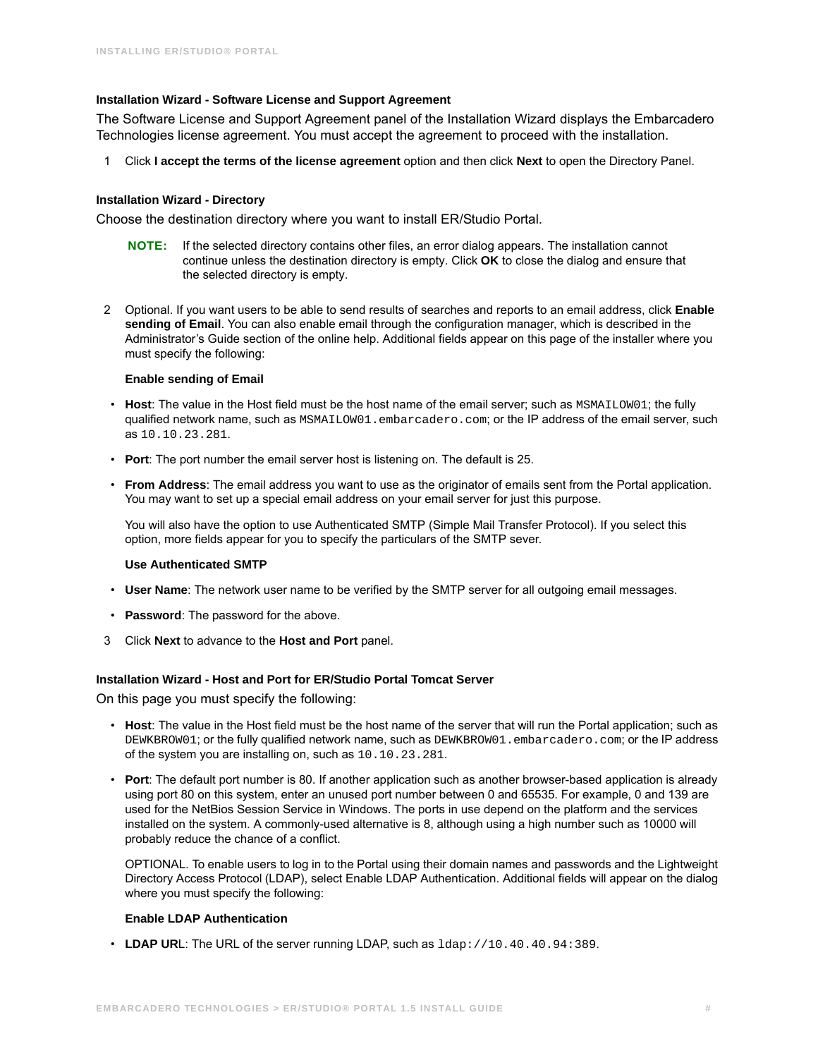#### Installation Wizard - Software License and Support Agreement

The Software License and Support Agreement panel of the Installation Wizard displays the Embarcadero Technologies license agreement. You must accept the agreement to proceed with the installation.

1. Click **I accept the terms of the license agreement** option and then click **Next** to open the Directory Panel.

#### Installation Wizard - Directory

Choose the destination directory where you want to install ER/Studio Portal.

> **NOTE:** If the selected directory contains other files, an error dialog appears. The installation cannot continue unless the destination directory is empty. Click **OK** to close the dialog and ensure that the selected directory is empty.

2. Optional. If you want users to be able to send results of searches and reports to an email address, click **Enable sending of Email**. You can also enable email through the configuration manager, which is described in the Administrator's Guide section of the online help. Additional fields appear on this page of the installer where you must specify the following:

   **Enable sending of Email**

   - **Host**: The value in the Host field must be the host name of the email server; such as `MSMAILOW01`; the fully qualified network name, such as `MSMAILOW01.embarcadero.com`; or the IP address of the email server, such as `10.10.23.281`.
   - **Port**: The port number the email server host is listening on. The default is 25.
   - **From Address**: The email address you want to use as the originator of emails sent from the Portal application. You may want to set up a special email address on your email server for just this purpose.

   You will also have the option to use Authenticated SMTP (Simple Mail Transfer Protocol). If you select this option, more fields appear for you to specify the particulars of the SMTP sever.

   **Use Authenticated SMTP**

   - **User Name**: The network user name to be verified by the SMTP server for all outgoing email messages.
   - **Password**: The password for the above.

3. Click **Next** to advance to the **Host and Port** panel.

#### Installation Wizard - Host and Port for ER/Studio Portal Tomcat Server

On this page you must specify the following:

- **Host**: The value in the Host field must be the host name of the server that will run the Portal application; such as `DEWKBROW01`; or the fully qualified network name, such as `DEWKBROW01.embarcadero.com`; or the IP address of the system you are installing on, such as `10.10.23.281`.
- **Port**: The default port number is 80. If another application such as another browser-based application is already using port 80 on this system, enter an unused port number between 0 and 65535. For example, 0 and 139 are used for the NetBios Session Service in Windows. The ports in use depend on the platform and the services installed on the system. A commonly-used alternative is 8, although using a high number such as 10000 will probably reduce the chance of a conflict.

  OPTIONAL. To enable users to log in to the Portal using their domain names and passwords and the Lightweight Directory Access Protocol (LDAP), select Enable LDAP Authentication. Additional fields will appear on the dialog where you must specify the following:

  **Enable LDAP Authentication**

- **LDAP URL**: The URL of the server running LDAP, such as `ldap://10.40.40.94:389`.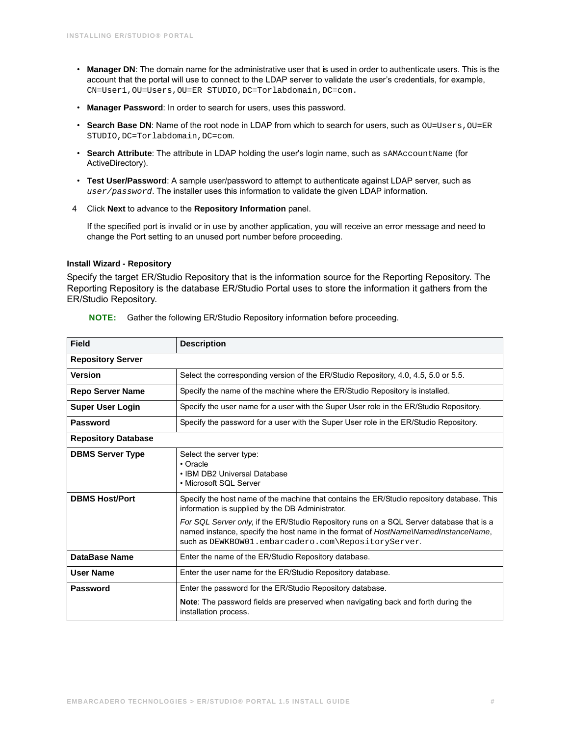- **Manager DN**: The domain name for the administrative user that is used in order to authenticate users. This is the account that the portal will use to connect to the LDAP server to validate the user's credentials, for example, `CN=User1,OU=Users,OU=ER STUDIO,DC=Torlabdomain,DC=com`.
- **Manager Password**: In order to search for users, uses this password.
- **Search Base DN**: Name of the root node in LDAP from which to search for users, such as `OU=Users,OU=ER STUDIO,DC=Torlabdomain,DC=com`.
- **Search Attribute**: The attribute in LDAP holding the user's login name, such as `sAMAccountName` (for ActiveDirectory).
- **Test User/Password**: A sample user/password to attempt to authenticate against LDAP server, such as *`user/password`*. The installer uses this information to validate the given LDAP information.

4 Click **Next** to advance to the **Repository Information** panel.

If the specified port is invalid or in use by another application, you will receive an error message and need to change the Port setting to an unused port number before proceeding.

#### Install Wizard - Repository

Specify the target ER/Studio Repository that is the information source for the Reporting Repository. The Reporting Repository is the database ER/Studio Portal uses to store the information it gathers from the ER/Studio Repository.

**NOTE:** Gather the following ER/Studio Repository information before proceeding.

| Field | Description |
|---|---|
| **Repository Server** | |
| **Version** | Select the corresponding version of the ER/Studio Repository, 4.0, 4.5, 5.0 or 5.5. |
| **Repo Server Name** | Specify the name of the machine where the ER/Studio Repository is installed. |
| **Super User Login** | Specify the user name for a user with the Super User role in the ER/Studio Repository. |
| **Password** | Specify the password for a user with the Super User role in the ER/Studio Repository. |
| **Repository Database** | |
| **DBMS Server Type** | Select the server type:<br>• Oracle<br>• IBM DB2 Universal Database<br>• Microsoft SQL Server |
| **DBMS Host/Port** | Specify the host name of the machine that contains the ER/Studio repository database. This information is supplied by the DB Administrator.<br>*For SQL Server only*, if the ER/Studio Repository runs on a SQL Server database that is a named instance, specify the host name in the format of *HostName\NamedInstanceName*, such as `DEWKBOW01.embarcadero.com\RepositoryServer`. |
| **DataBase Name** | Enter the name of the ER/Studio Repository database. |
| **User Name** | Enter the user name for the ER/Studio Repository database. |
| **Password** | Enter the password for the ER/Studio Repository database.<br>**Note**: The password fields are preserved when navigating back and forth during the installation process. |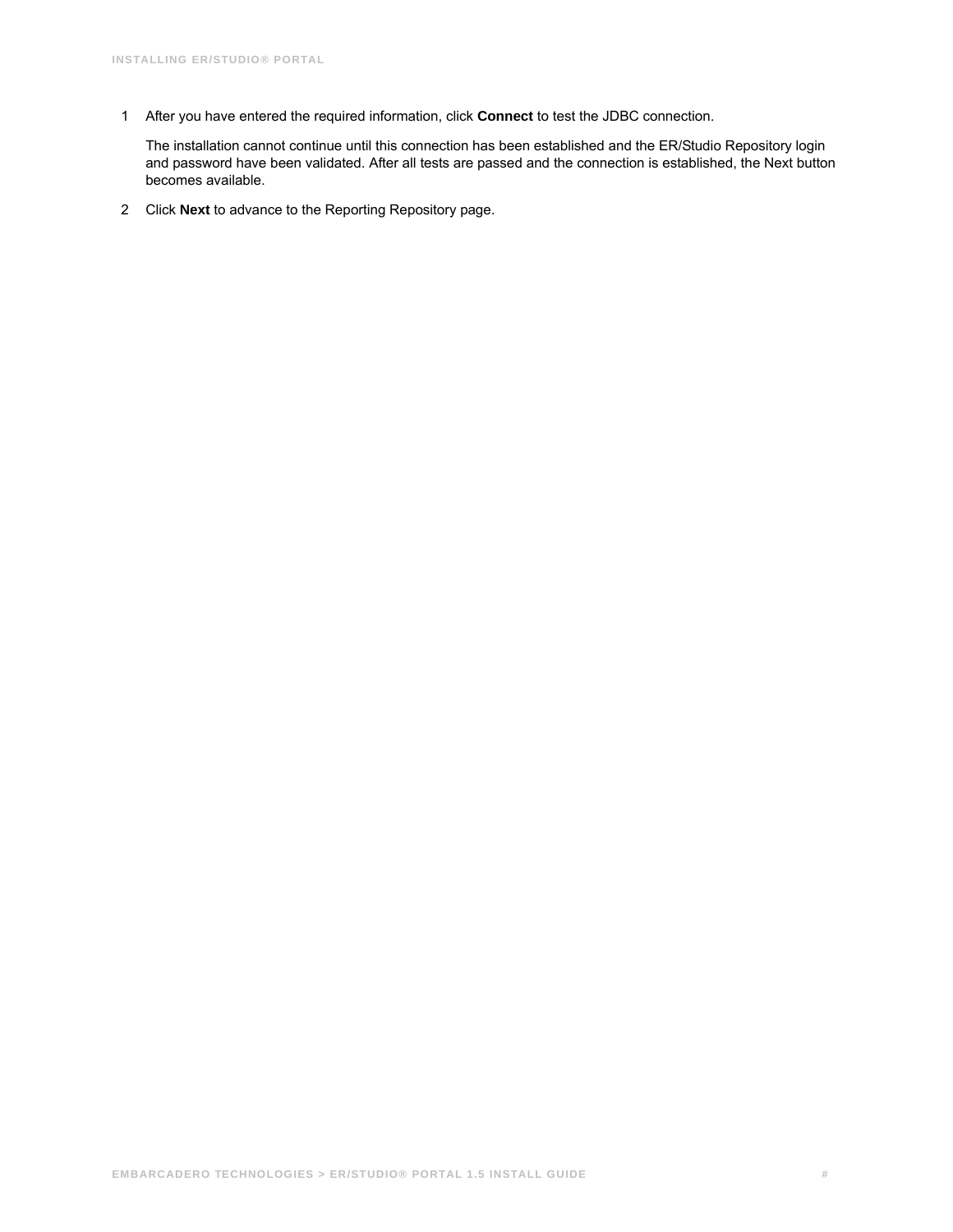1. After you have entered the required information, click **Connect** to test the JDBC connection.

   The installation cannot continue until this connection has been established and the ER/Studio Repository login and password have been validated. After all tests are passed and the connection is established, the Next button becomes available.

2. Click **Next** to advance to the Reporting Repository page.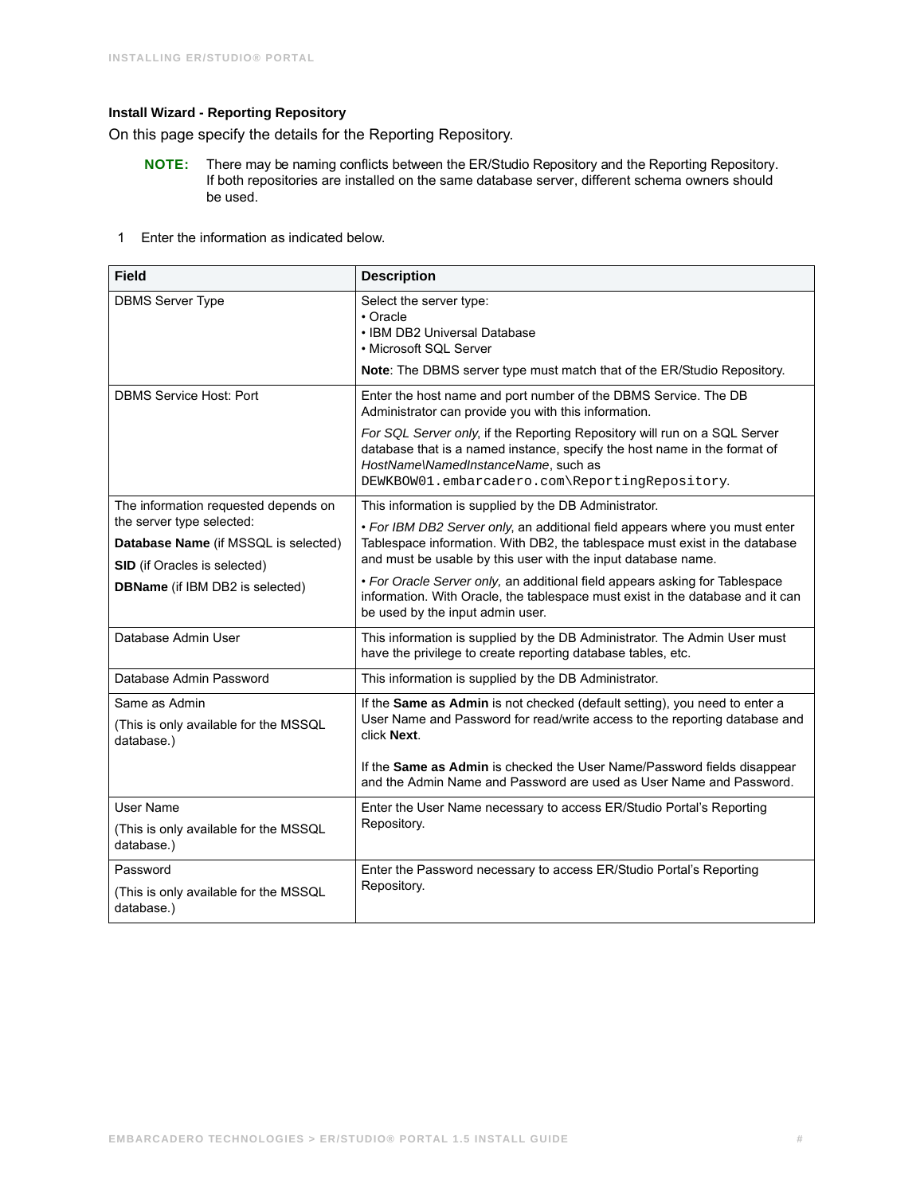### Install Wizard - Reporting Repository

On this page specify the details for the Reporting Repository.

**NOTE:** There may be naming conflicts between the ER/Studio Repository and the Reporting Repository. If both repositories are installed on the same database server, different schema owners should be used.

1 Enter the information as indicated below.

| Field | Description |
| --- | --- |
| DBMS Server Type | Select the server type:<br>• Oracle<br>• IBM DB2 Universal Database<br>• Microsoft SQL Server<br>**Note**: The DBMS server type must match that of the ER/Studio Repository. |
| DBMS Service Host: Port | Enter the host name and port number of the DBMS Service. The DB Administrator can provide you with this information.<br>*For SQL Server only*, if the Reporting Repository will run on a SQL Server database that is a named instance, specify the host name in the format of *HostName\NamedInstanceName*, such as `DEWKBOW01.embarcadero.com\ReportingRepository`. |
| The information requested depends on the server type selected:<br>**Database Name** (if MSSQL is selected)<br>**SID** (if Oracles is selected)<br>**DBName** (if IBM DB2 is selected) | This information is supplied by the DB Administrator.<br>• *For IBM DB2 Server only*, an additional field appears where you must enter Tablespace information. With DB2, the tablespace must exist in the database and must be usable by this user with the input database name.<br>• *For Oracle Server only*, an additional field appears asking for Tablespace information. With Oracle, the tablespace must exist in the database and it can be used by the input admin user. |
| Database Admin User | This information is supplied by the DB Administrator. The Admin User must have the privilege to create reporting database tables, etc. |
| Database Admin Password | This information is supplied by the DB Administrator. |
| Same as Admin<br>(This is only available for the MSSQL database.) | If the **Same as Admin** is not checked (default setting), you need to enter a User Name and Password for read/write access to the reporting database and click **Next**.<br>If the **Same as Admin** is checked the User Name/Password fields disappear and the Admin Name and Password are used as User Name and Password. |
| User Name<br>(This is only available for the MSSQL database.) | Enter the User Name necessary to access ER/Studio Portal's Reporting Repository. |
| Password<br>(This is only available for the MSSQL database.) | Enter the Password necessary to access ER/Studio Portal's Reporting Repository. |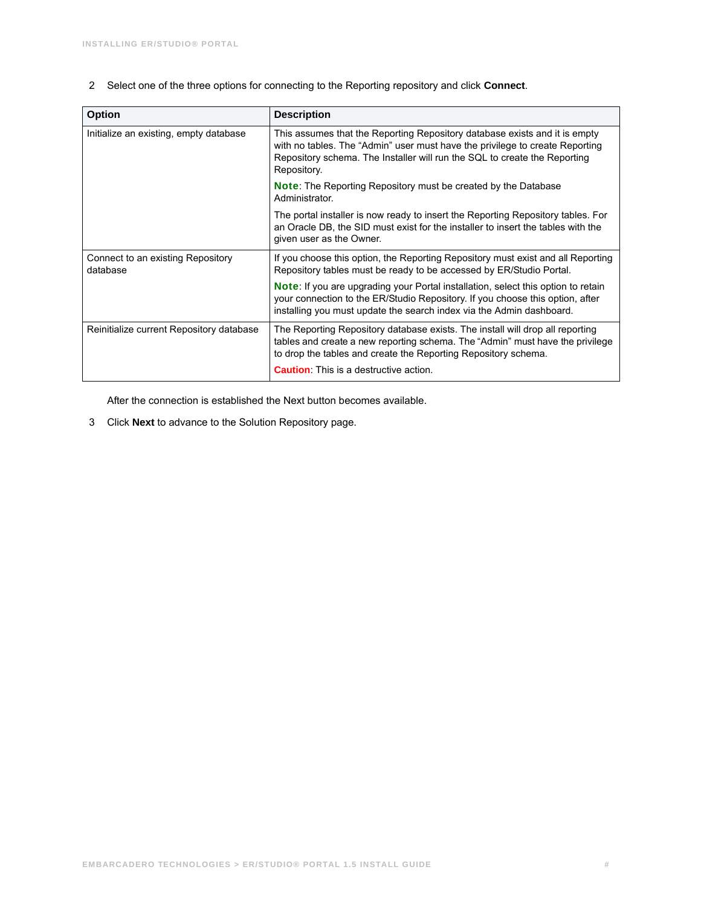2 Select one of the three options for connecting to the Reporting repository and click **Connect**.

| Option | Description |
| --- | --- |
| Initialize an existing, empty database | This assumes that the Reporting Repository database exists and it is empty with no tables. The "Admin" user must have the privilege to create Reporting Repository schema. The Installer will run the SQL to create the Reporting Repository.<br><br>**Note**: The Reporting Repository must be created by the Database Administrator.<br><br>The portal installer is now ready to insert the Reporting Repository tables. For an Oracle DB, the SID must exist for the installer to insert the tables with the given user as the Owner. |
| Connect to an existing Repository database | If you choose this option, the Reporting Repository must exist and all Reporting Repository tables must be ready to be accessed by ER/Studio Portal.<br><br>**Note**: If you are upgrading your Portal installation, select this option to retain your connection to the ER/Studio Repository. If you choose this option, after installing you must update the search index via the Admin dashboard. |
| Reinitialize current Repository database | The Reporting Repository database exists. The install will drop all reporting tables and create a new reporting schema. The "Admin" must have the privilege to drop the tables and create the Reporting Repository schema.<br><br>**Caution**: This is a destructive action. |

After the connection is established the Next button becomes available.

3 Click **Next** to advance to the Solution Repository page.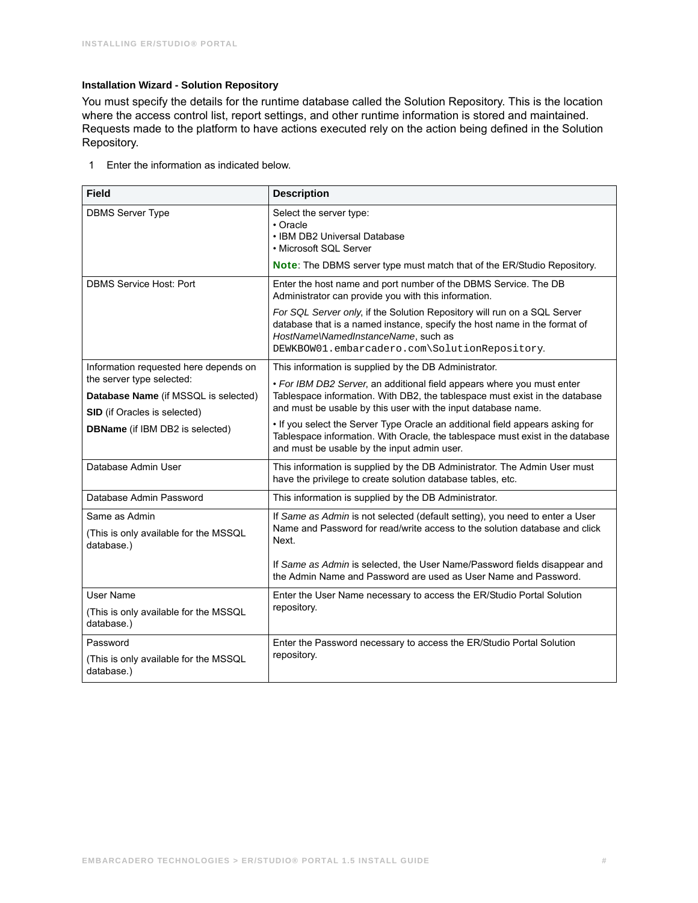#### Installation Wizard - Solution Repository

You must specify the details for the runtime database called the Solution Repository. This is the location where the access control list, report settings, and other runtime information is stored and maintained. Requests made to the platform to have actions executed rely on the action being defined in the Solution Repository.

1 Enter the information as indicated below.

| Field | Description |
|---|---|
| DBMS Server Type | Select the server type:<br>• Oracle<br>• IBM DB2 Universal Database<br>• Microsoft SQL Server<br><br>**Note**: The DBMS server type must match that of the ER/Studio Repository. |
| DBMS Service Host: Port | Enter the host name and port number of the DBMS Service. The DB Administrator can provide you with this information.<br><br>*For SQL Server only*, if the Solution Repository will run on a SQL Server database that is a named instance, specify the host name in the format of *HostName\NamedInstanceName*, such as `DEWKBOW01.embarcadero.com\SolutionRepository`. |
| Information requested here depends on the server type selected:<br><br>**Database Name** (if MSSQL is selected)<br><br>**SID** (if Oracles is selected)<br><br>**DBName** (if IBM DB2 is selected) | This information is supplied by the DB Administrator.<br><br>• *For IBM DB2 Server*, an additional field appears where you must enter Tablespace information. With DB2, the tablespace must exist in the database and must be usable by this user with the input database name.<br><br>• If you select the Server Type Oracle an additional field appears asking for Tablespace information. With Oracle, the tablespace must exist in the database and must be usable by the input admin user. |
| Database Admin User | This information is supplied by the DB Administrator. The Admin User must have the privilege to create solution database tables, etc. |
| Database Admin Password | This information is supplied by the DB Administrator. |
| Same as Admin<br><br>(This is only available for the MSSQL database.) | If *Same as Admin* is not selected (default setting), you need to enter a User Name and Password for read/write access to the solution database and click Next.<br><br>If *Same as Admin* is selected, the User Name/Password fields disappear and the Admin Name and Password are used as User Name and Password. |
| User Name<br><br>(This is only available for the MSSQL database.) | Enter the User Name necessary to access the ER/Studio Portal Solution repository. |
| Password<br><br>(This is only available for the MSSQL database.) | Enter the Password necessary to access the ER/Studio Portal Solution repository. |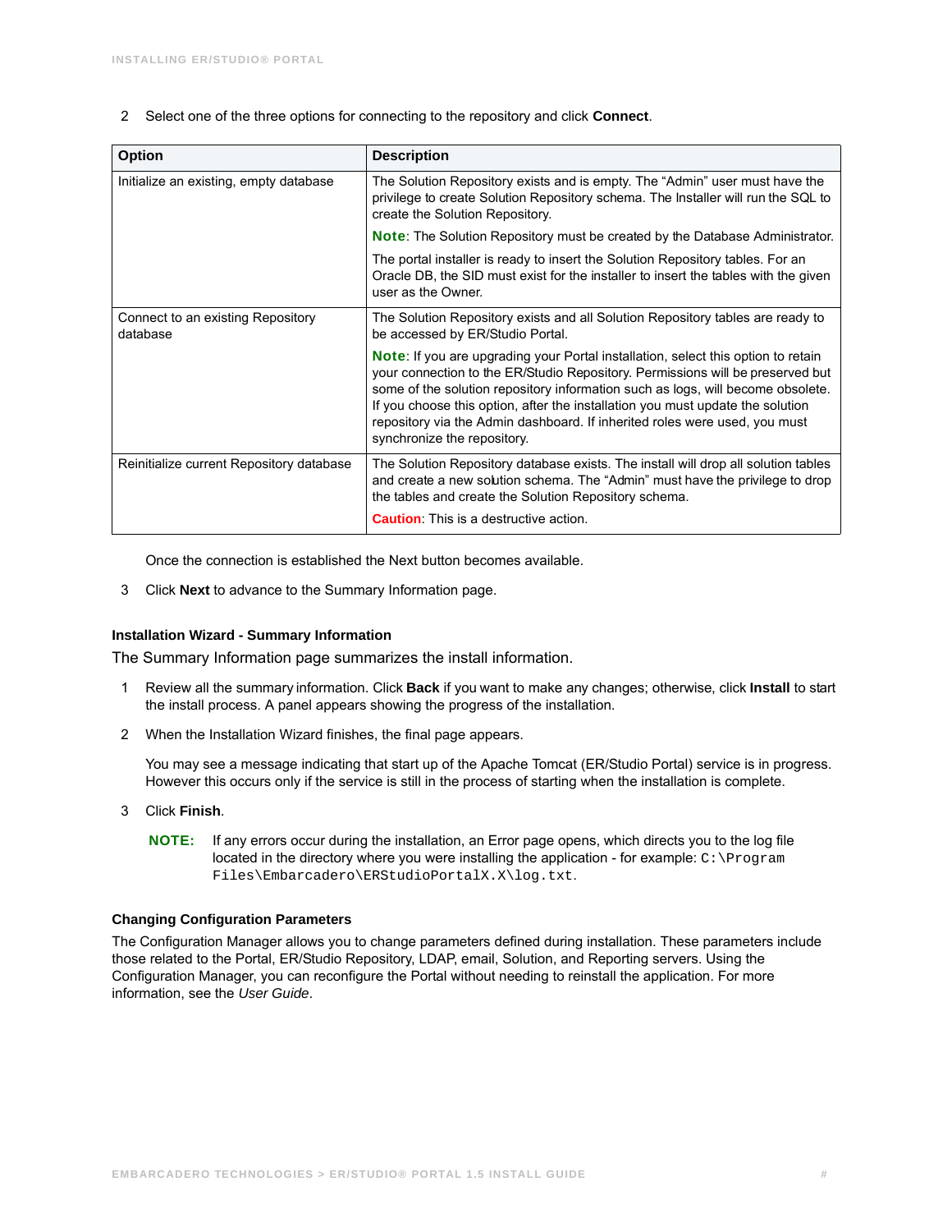2 Select one of the three options for connecting to the repository and click **Connect**.

| Option | Description |
| --- | --- |
| Initialize an existing, empty database | The Solution Repository exists and is empty. The “Admin” user must have the privilege to create Solution Repository schema. The Installer will run the SQL to create the Solution Repository.<br><br>**Note**: The Solution Repository must be created by the Database Administrator.<br><br>The portal installer is ready to insert the Solution Repository tables. For an Oracle DB, the SID must exist for the installer to insert the tables with the given user as the Owner. |
| Connect to an existing Repository database | The Solution Repository exists and all Solution Repository tables are ready to be accessed by ER/Studio Portal.<br><br>**Note**: If you are upgrading your Portal installation, select this option to retain your connection to the ER/Studio Repository. Permissions will be preserved but some of the solution repository information such as logs, will become obsolete. If you choose this option, after the installation you must update the solution repository via the Admin dashboard. If inherited roles were used, you must synchronize the repository. |
| Reinitialize current Repository database | The Solution Repository database exists. The install will drop all solution tables and create a new solution schema. The “Admin” must have the privilege to drop the tables and create the Solution Repository schema.<br><br>**Caution**: This is a destructive action. |

Once the connection is established the Next button becomes available.

3 Click **Next** to advance to the Summary Information page.

#### Installation Wizard - Summary Information

The Summary Information page summarizes the install information.

1 Review all the summary information. Click **Back** if you want to make any changes; otherwise, click **Install** to start the install process. A panel appears showing the progress of the installation.

2 When the Installation Wizard finishes, the final page appears.

You may see a message indicating that start up of the Apache Tomcat (ER/Studio Portal) service is in progress. However this occurs only if the service is still in the process of starting when the installation is complete.

3 Click **Finish**.

**NOTE:** If any errors occur during the installation, an Error page opens, which directs you to the log file located in the directory where you were installing the application - for example: `C:\Program Files\Embarcadero\ERStudioPortalX.X\log.txt`.

#### Changing Configuration Parameters

The Configuration Manager allows you to change parameters defined during installation. These parameters include those related to the Portal, ER/Studio Repository, LDAP, email, Solution, and Reporting servers. Using the Configuration Manager, you can reconfigure the Portal without needing to reinstall the application. For more information, see the *User Guide*.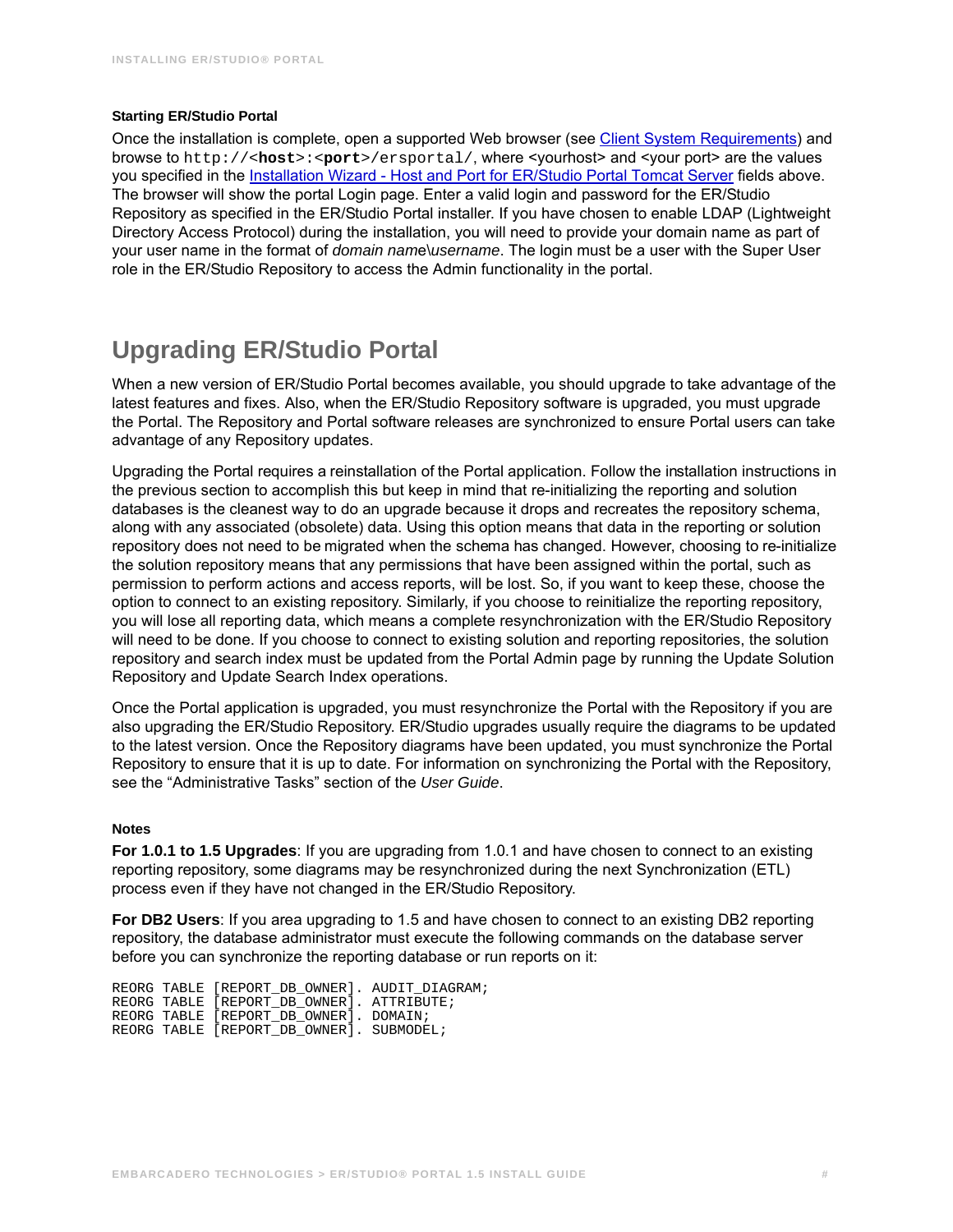### Starting ER/Studio Portal

Once the installation is complete, open a supported Web browser (see [Client System Requirements]) and browse to `http://<host>:<port>/ersportal/`, where <yourhost> and <your port> are the values you specified in the [Installation Wizard - Host and Port for ER/Studio Portal Tomcat Server] fields above. The browser will show the portal Login page. Enter a valid login and password for the ER/Studio Repository as specified in the ER/Studio Portal installer. If you have chosen to enable LDAP (Lightweight Directory Access Protocol) during the installation, you will need to provide your domain name as part of your user name in the format of *domain name\username*. The login must be a user with the Super User role in the ER/Studio Repository to access the Admin functionality in the portal.

## Upgrading ER/Studio Portal

When a new version of ER/Studio Portal becomes available, you should upgrade to take advantage of the latest features and fixes. Also, when the ER/Studio Repository software is upgraded, you must upgrade the Portal. The Repository and Portal software releases are synchronized to ensure Portal users can take advantage of any Repository updates.

Upgrading the Portal requires a reinstallation of the Portal application. Follow the installation instructions in the previous section to accomplish this but keep in mind that re-initializing the reporting and solution databases is the cleanest way to do an upgrade because it drops and recreates the repository schema, along with any associated (obsolete) data. Using this option means that data in the reporting or solution repository does not need to be migrated when the schema has changed. However, choosing to re-initialize the solution repository means that any permissions that have been assigned within the portal, such as permission to perform actions and access reports, will be lost. So, if you want to keep these, choose the option to connect to an existing repository. Similarly, if you choose to reinitialize the reporting repository, you will lose all reporting data, which means a complete resynchronization with the ER/Studio Repository will need to be done. If you choose to connect to existing solution and reporting repositories, the solution repository and search index must be updated from the Portal Admin page by running the Update Solution Repository and Update Search Index operations.

Once the Portal application is upgraded, you must resynchronize the Portal with the Repository if you are also upgrading the ER/Studio Repository. ER/Studio upgrades usually require the diagrams to be updated to the latest version. Once the Repository diagrams have been updated, you must synchronize the Portal Repository to ensure that it is up to date. For information on synchronizing the Portal with the Repository, see the “Administrative Tasks” section of the *User Guide*.

### Notes

**For 1.0.1 to 1.5 Upgrades**: If you are upgrading from 1.0.1 and have chosen to connect to an existing reporting repository, some diagrams may be resynchronized during the next Synchronization (ETL) process even if they have not changed in the ER/Studio Repository.

**For DB2 Users**: If you area upgrading to 1.5 and have chosen to connect to an existing DB2 reporting repository, the database administrator must execute the following commands on the database server before you can synchronize the reporting database or run reports on it:

```
REORG TABLE [REPORT_DB_OWNER]. AUDIT_DIAGRAM;
REORG TABLE [REPORT_DB_OWNER]. ATTRIBUTE;
REORG TABLE [REPORT_DB_OWNER]. DOMAIN;
REORG TABLE [REPORT_DB_OWNER]. SUBMODEL;
```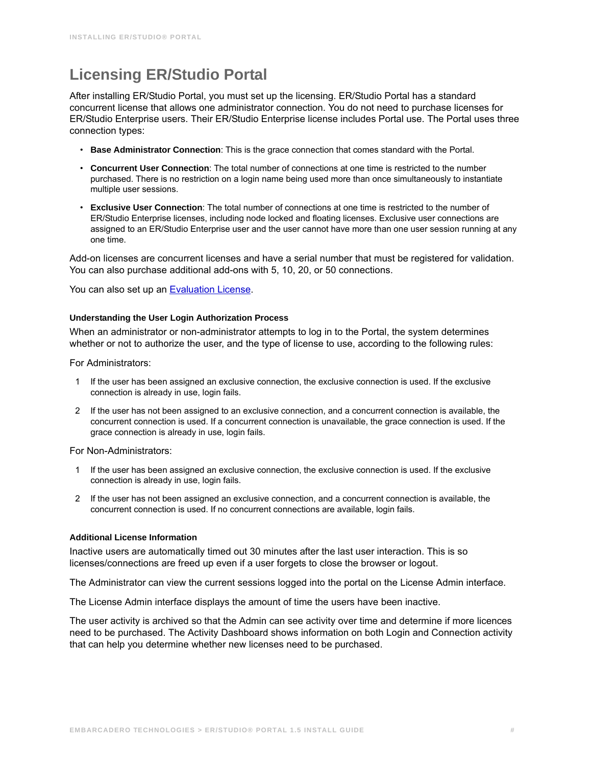# Licensing ER/Studio Portal

After installing ER/Studio Portal, you must set up the licensing. ER/Studio Portal has a standard concurrent license that allows one administrator connection. You do not need to purchase licenses for ER/Studio Enterprise users. Their ER/Studio Enterprise license includes Portal use. The Portal uses three connection types:

- **Base Administrator Connection**: This is the grace connection that comes standard with the Portal.
- **Concurrent User Connection**: The total number of connections at one time is restricted to the number purchased. There is no restriction on a login name being used more than once simultaneously to instantiate multiple user sessions.
- **Exclusive User Connection**: The total number of connections at one time is restricted to the number of ER/Studio Enterprise licenses, including node locked and floating licenses. Exclusive user connections are assigned to an ER/Studio Enterprise user and the user cannot have more than one user session running at any one time.

Add-on licenses are concurrent licenses and have a serial number that must be registered for validation. You can also purchase additional add-ons with 5, 10, 20, or 50 connections.

You can also set up an Evaluation License.

#### Understanding the User Login Authorization Process

When an administrator or non-administrator attempts to log in to the Portal, the system determines whether or not to authorize the user, and the type of license to use, according to the following rules:

For Administrators:

1. If the user has been assigned an exclusive connection, the exclusive connection is used. If the exclusive connection is already in use, login fails.
2. If the user has not been assigned to an exclusive connection, and a concurrent connection is available, the concurrent connection is used. If a concurrent connection is unavailable, the grace connection is used. If the grace connection is already in use, login fails.

For Non-Administrators:

1. If the user has been assigned an exclusive connection, the exclusive connection is used. If the exclusive connection is already in use, login fails.
2. If the user has not been assigned an exclusive connection, and a concurrent connection is available, the concurrent connection is used. If no concurrent connections are available, login fails.

#### Additional License Information

Inactive users are automatically timed out 30 minutes after the last user interaction. This is so licenses/connections are freed up even if a user forgets to close the browser or logout.

The Administrator can view the current sessions logged into the portal on the License Admin interface.

The License Admin interface displays the amount of time the users have been inactive.

The user activity is archived so that the Admin can see activity over time and determine if more licences need to be purchased. The Activity Dashboard shows information on both Login and Connection activity that can help you determine whether new licenses need to be purchased.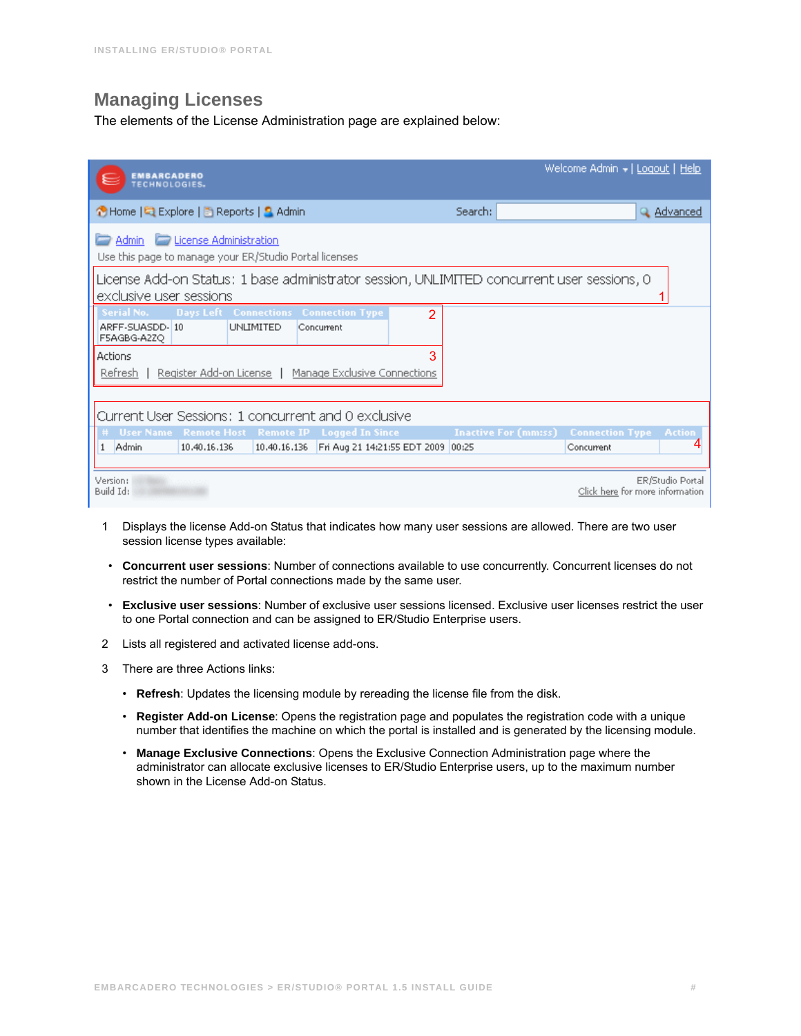## Managing Licenses

The elements of the License Administration page are explained below:

1. Displays the license Add-on Status that indicates how many user sessions are allowed. There are two user session license types available:

- **Concurrent user sessions**: Number of connections available to use concurrently. Concurrent licenses do not restrict the number of Portal connections made by the same user.
- **Exclusive user sessions**: Number of exclusive user sessions licensed. Exclusive user licenses restrict the user to one Portal connection and can be assigned to ER/Studio Enterprise users.

2. Lists all registered and activated license add-ons.

3. There are three Actions links:

   - **Refresh**: Updates the licensing module by rereading the license file from the disk.
   - **Register Add-on License**: Opens the registration page and populates the registration code with a unique number that identifies the machine on which the portal is installed and is generated by the licensing module.
   - **Manage Exclusive Connections**: Opens the Exclusive Connection Administration page where the administrator can allocate exclusive licenses to ER/Studio Enterprise users, up to the maximum number shown in the License Add-on Status.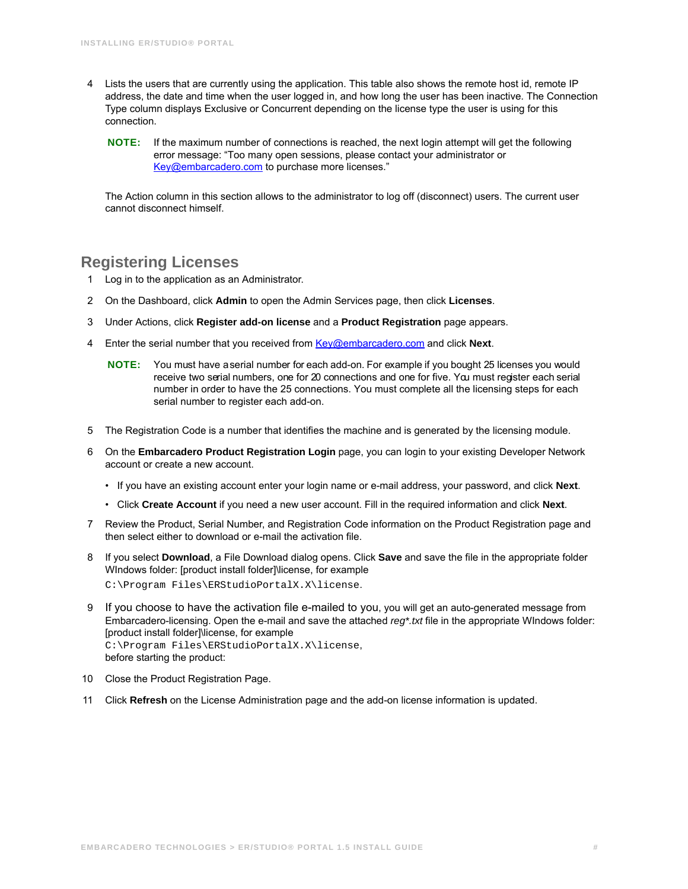4 Lists the users that are currently using the application. This table also shows the remote host id, remote IP address, the date and time when the user logged in, and how long the user has been inactive. The Connection Type column displays Exclusive or Concurrent depending on the license type the user is using for this connection.

> **NOTE:** If the maximum number of connections is reached, the next login attempt will get the following error message: “Too many open sessions, please contact your administrator or Key@embarcadero.com to purchase more licenses.”

The Action column in this section allows to the administrator to log off (disconnect) users. The current user cannot disconnect himself.

## Registering Licenses

1 Log in to the application as an Administrator.

2 On the Dashboard, click **Admin** to open the Admin Services page, then click **Licenses**.

3 Under Actions, click **Register add-on license** and a **Product Registration** page appears.

4 Enter the serial number that you received from Key@embarcadero.com and click **Next**.

> **NOTE:** You must have a serial number for each add-on. For example if you bought 25 licenses you would receive two serial numbers, one for 20 connections and one for five. You must register each serial number in order to have the 25 connections. You must complete all the licensing steps for each serial number to register each add-on.

5 The Registration Code is a number that identifies the machine and is generated by the licensing module.

6 On the **Embarcadero Product Registration Login** page, you can login to your existing Developer Network account or create a new account.

- If you have an existing account enter your login name or e-mail address, your password, and click **Next**.
- Click **Create Account** if you need a new user account. Fill in the required information and click **Next**.

7 Review the Product, Serial Number, and Registration Code information on the Product Registration page and then select either to download or e-mail the activation file.

8 If you select **Download**, a File Download dialog opens. Click **Save** and save the file in the appropriate folder WIndows folder: [product install folder]\license, for example `C:\Program Files\ERStudioPortalX.X\license`.

9 If you choose to have the activation file e-mailed to you, you will get an auto-generated message from Embarcadero-licensing. Open the e-mail and save the attached *reg*.txt* file in the appropriate WIndows folder: [product install folder]\license, for example
`C:\Program Files\ERStudioPortalX.X\license`,
before starting the product:

10 Close the Product Registration Page.

11 Click **Refresh** on the License Administration page and the add-on license information is updated.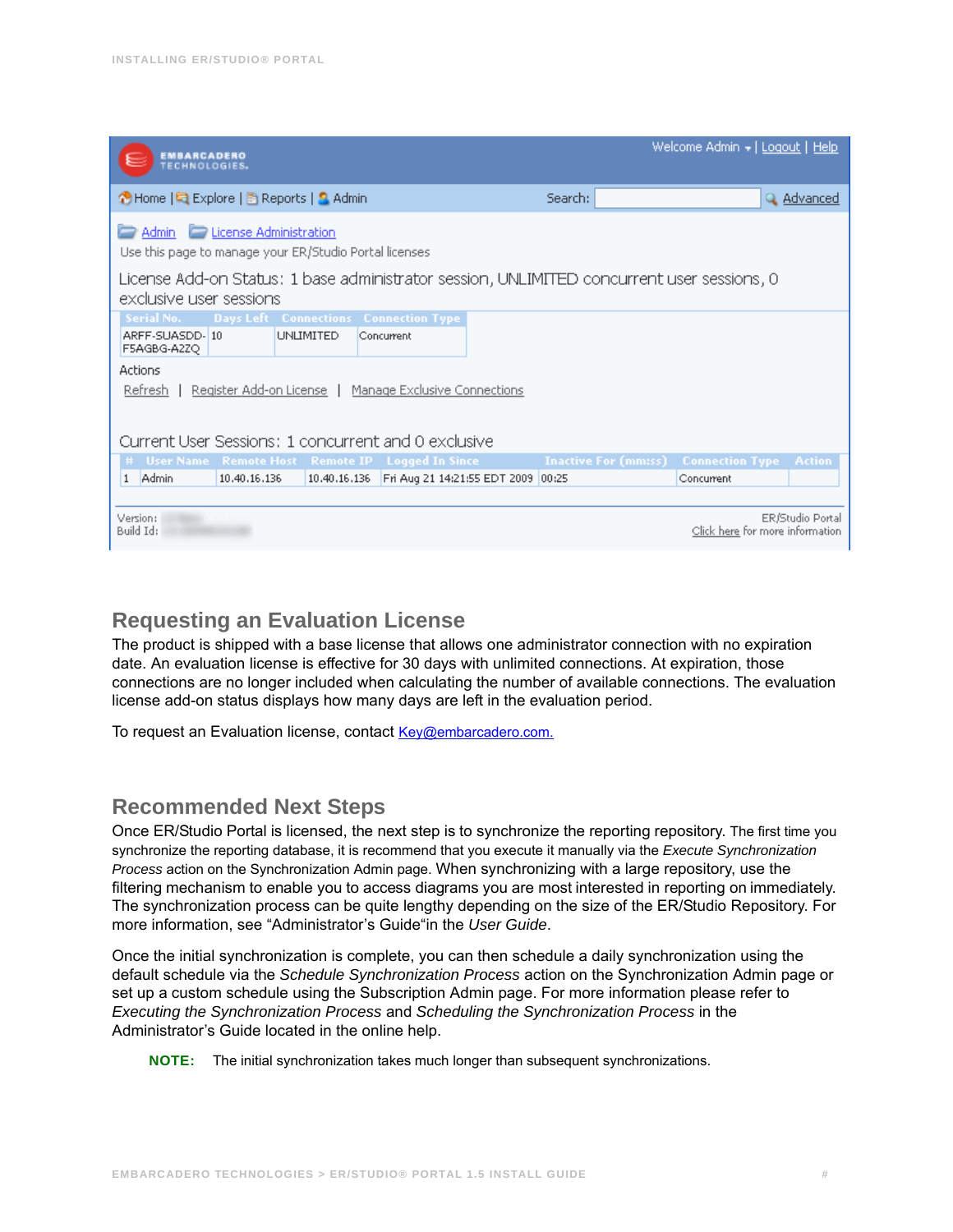## Requesting an Evaluation License

The product is shipped with a base license that allows one administrator connection with no expiration date. An evaluation license is effective for 30 days with unlimited connections. At expiration, those connections are no longer included when calculating the number of available connections. The evaluation license add-on status displays how many days are left in the evaluation period.

To request an Evaluation license, contact Key@embarcadero.com.

## Recommended Next Steps

Once ER/Studio Portal is licensed, the next step is to synchronize the reporting repository. The first time you synchronize the reporting database, it is recommend that you execute it manually via the *Execute Synchronization Process* action on the Synchronization Admin page. When synchronizing with a large repository, use the filtering mechanism to enable you to access diagrams you are most interested in reporting on immediately. The synchronization process can be quite lengthy depending on the size of the ER/Studio Repository. For more information, see "Administrator's Guide"in the *User Guide*.

Once the initial synchronization is complete, you can then schedule a daily synchronization using the default schedule via the *Schedule Synchronization Process* action on the Synchronization Admin page or set up a custom schedule using the Subscription Admin page. For more information please refer to *Executing the Synchronization Process* and *Scheduling the Synchronization Process* in the Administrator's Guide located in the online help.

**NOTE:** The initial synchronization takes much longer than subsequent synchronizations.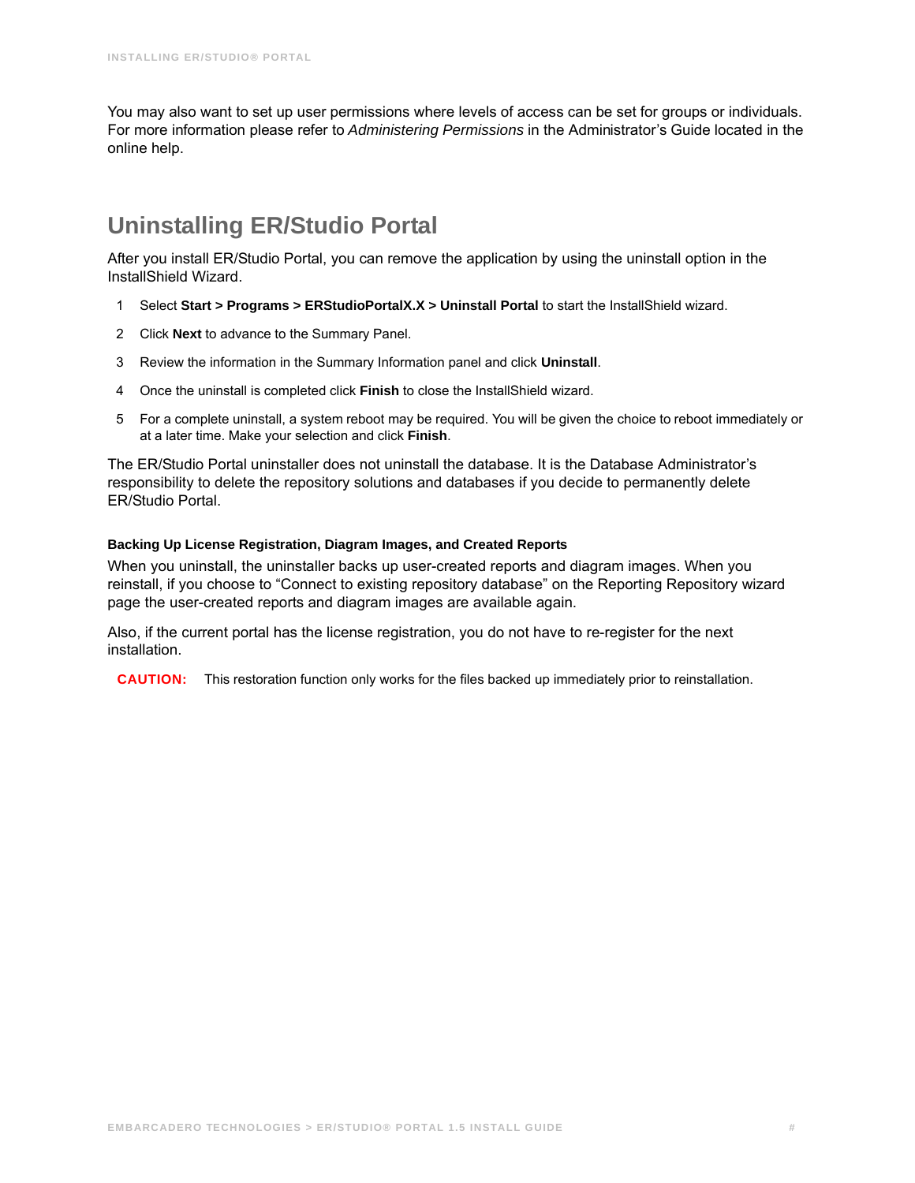You may also want to set up user permissions where levels of access can be set for groups or individuals. For more information please refer to *Administering Permissions* in the Administrator's Guide located in the online help.

## Uninstalling ER/Studio Portal

After you install ER/Studio Portal, you can remove the application by using the uninstall option in the InstallShield Wizard.

1. Select **Start > Programs > ERStudioPortalX.X > Uninstall Portal** to start the InstallShield wizard.
2. Click **Next** to advance to the Summary Panel.
3. Review the information in the Summary Information panel and click **Uninstall**.
4. Once the uninstall is completed click **Finish** to close the InstallShield wizard.
5. For a complete uninstall, a system reboot may be required. You will be given the choice to reboot immediately or at a later time. Make your selection and click **Finish**.

The ER/Studio Portal uninstaller does not uninstall the database. It is the Database Administrator's responsibility to delete the repository solutions and databases if you decide to permanently delete ER/Studio Portal.

#### Backing Up License Registration, Diagram Images, and Created Reports

When you uninstall, the uninstaller backs up user-created reports and diagram images. When you reinstall, if you choose to "Connect to existing repository database" on the Reporting Repository wizard page the user-created reports and diagram images are available again.

Also, if the current portal has the license registration, you do not have to re-register for the next installation.

**CAUTION:** This restoration function only works for the files backed up immediately prior to reinstallation.